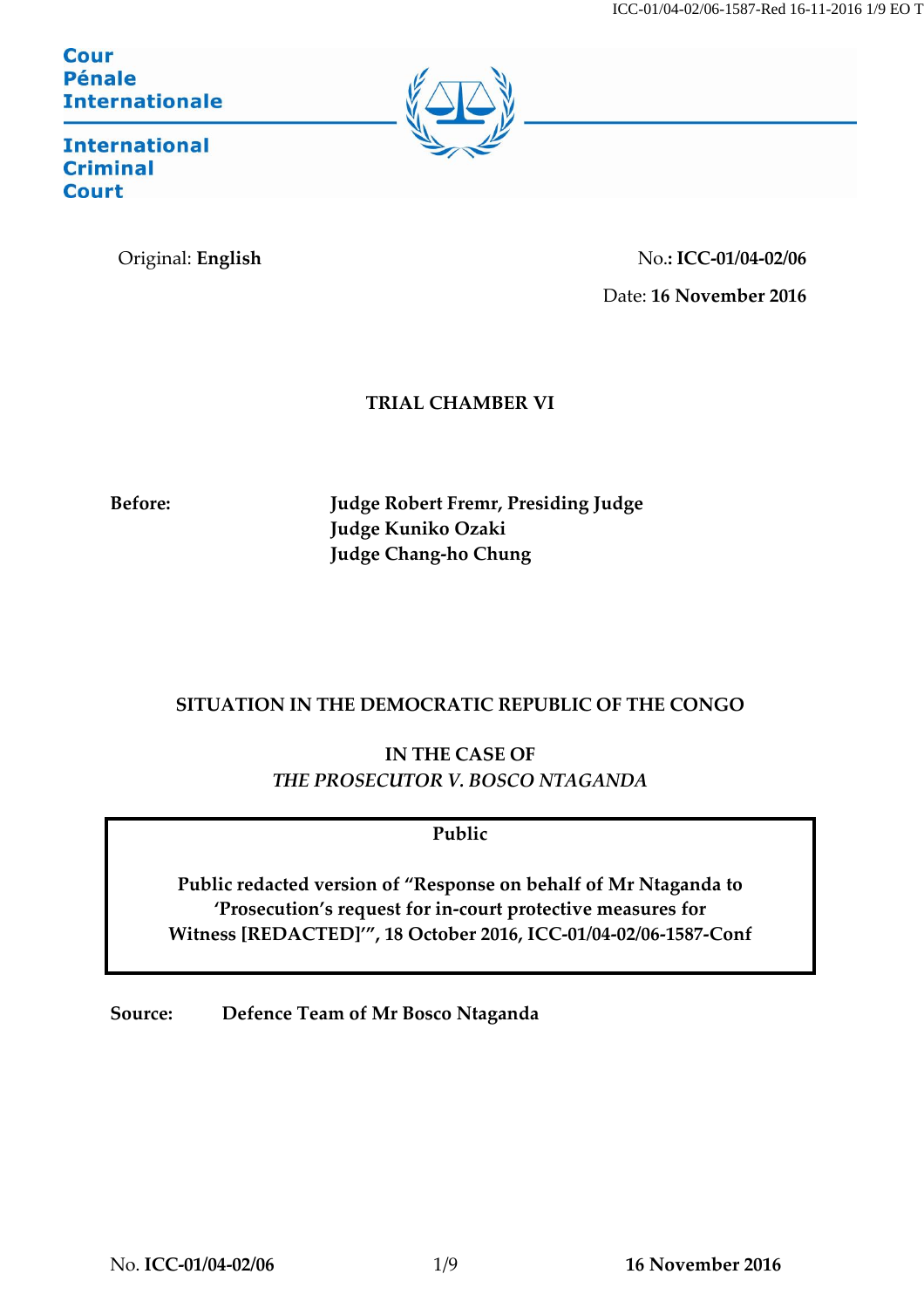Cour Pénale Internationale

International Criminal Court

Original: **English**

No.: **ICC-01/04-02/06**

Date: **16 November 2016**

**TRIAL CHAMBER VI**

**Before:** **Judge Robert Fremr, Presiding Judge**
**Judge Kuniko Ozaki**
**Judge Chang-ho Chung**

**SITUATION IN THE DEMOCRATIC REPUBLIC OF THE CONGO**

**IN THE CASE OF**
***THE PROSECUTOR V. BOSCO NTAGANDA***

**Public**

**Public redacted version of "Response on behalf of Mr Ntaganda to 'Prosecution's request for in-court protective measures for Witness [REDACTED]'", 18 October 2016, ICC-01/04-02/06-1587-Conf**

**Source:** **Defence Team of Mr Bosco Ntaganda**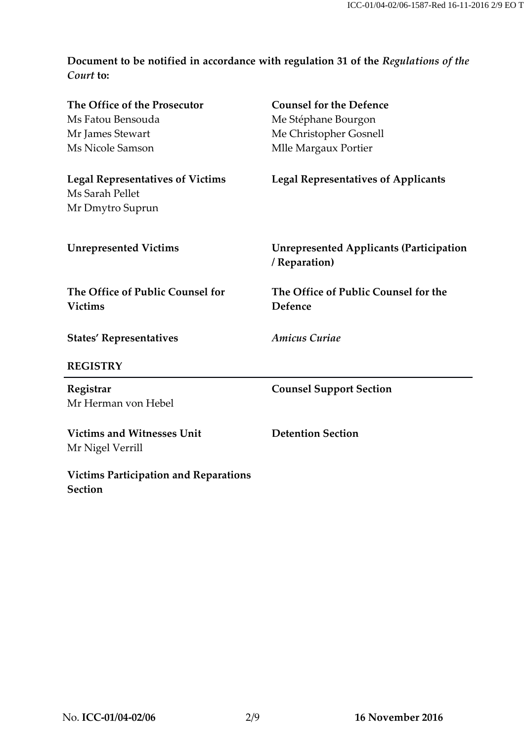**Document to be notified in accordance with regulation 31 of the *Regulations of the Court* to:**

**The Office of the Prosecutor**
Ms Fatou Bensouda
Mr James Stewart
Ms Nicole Samson

**Counsel for the Defence**
Me Stéphane Bourgon
Me Christopher Gosnell
Mlle Margaux Portier

**Legal Representatives of Victims**
Ms Sarah Pellet
Mr Dmytro Suprun

**Legal Representatives of Applicants**

**Unrepresented Victims**

**Unrepresented Applicants (Participation / Reparation)**

**The Office of Public Counsel for Victims**

**The Office of Public Counsel for the Defence**

**States' Representatives**

***Amicus Curiae***

**REGISTRY**

---

**Registrar**
Mr Herman von Hebel

**Counsel Support Section**

**Victims and Witnesses Unit**
Mr Nigel Verrill

**Detention Section**

**Victims Participation and Reparations Section**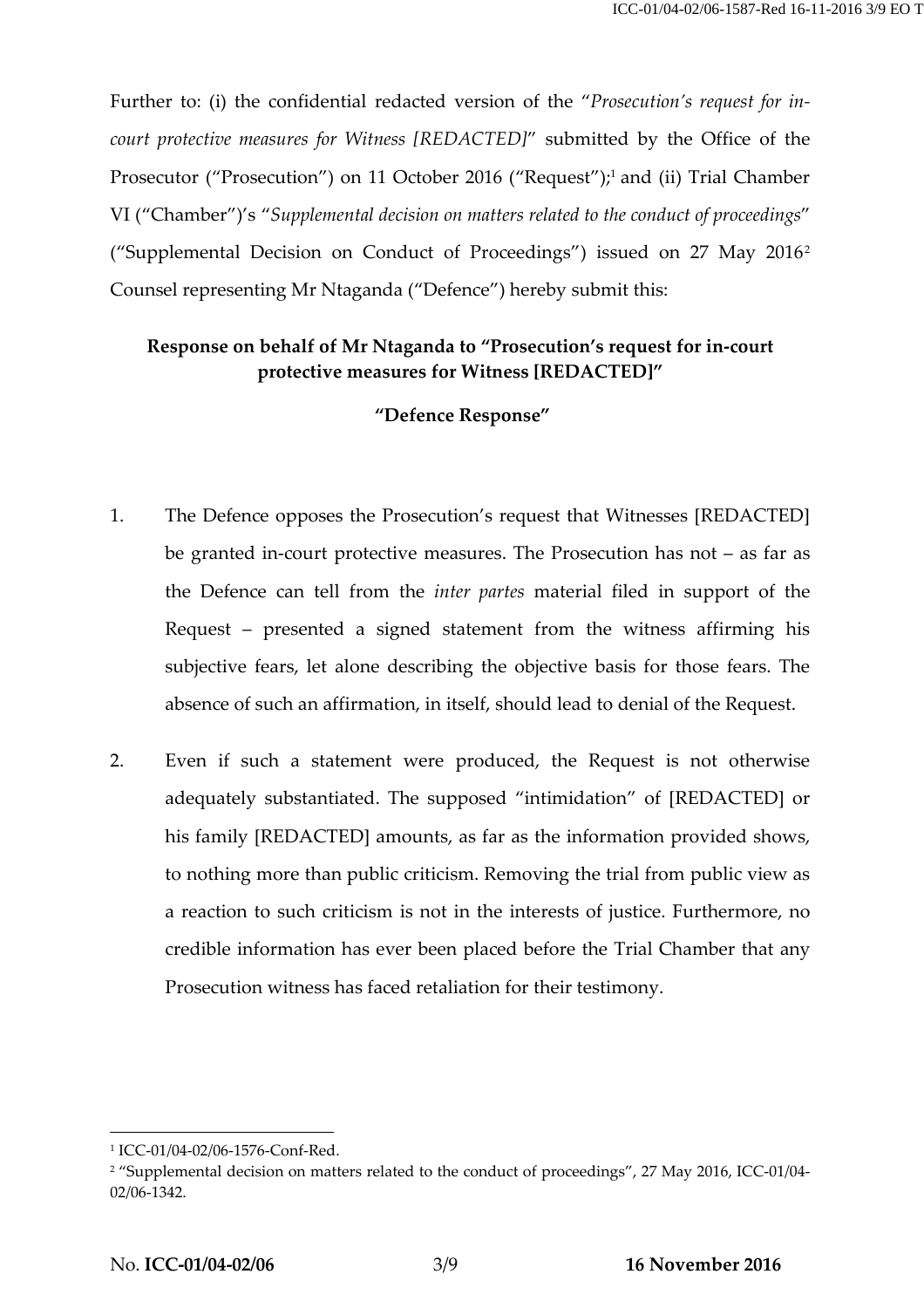Further to: (i) the confidential redacted version of the "*Prosecution's request for in-court protective measures for Witness [REDACTED]*" submitted by the Office of the Prosecutor ("Prosecution") on 11 October 2016 ("Request");[1] and (ii) Trial Chamber VI ("Chamber")'s "*Supplemental decision on matters related to the conduct of proceedings*" ("Supplemental Decision on Conduct of Proceedings") issued on 27 May 2016[2] Counsel representing Mr Ntaganda ("Defence") hereby submit this:

**Response on behalf of Mr Ntaganda to "Prosecution's request for in-court protective measures for Witness [REDACTED]"**

**"Defence Response"**

1. The Defence opposes the Prosecution's request that Witnesses [REDACTED] be granted in-court protective measures. The Prosecution has not – as far as the Defence can tell from the *inter partes* material filed in support of the Request – presented a signed statement from the witness affirming his subjective fears, let alone describing the objective basis for those fears. The absence of such an affirmation, in itself, should lead to denial of the Request.

2. Even if such a statement were produced, the Request is not otherwise adequately substantiated. The supposed "intimidation" of [REDACTED] or his family [REDACTED] amounts, as far as the information provided shows, to nothing more than public criticism. Removing the trial from public view as a reaction to such criticism is not in the interests of justice. Furthermore, no credible information has ever been placed before the Trial Chamber that any Prosecution witness has faced retaliation for their testimony.

---

[1] ICC-01/04-02/06-1576-Conf-Red.

[2] "Supplemental decision on matters related to the conduct of proceedings", 27 May 2016, ICC-01/04-02/06-1342.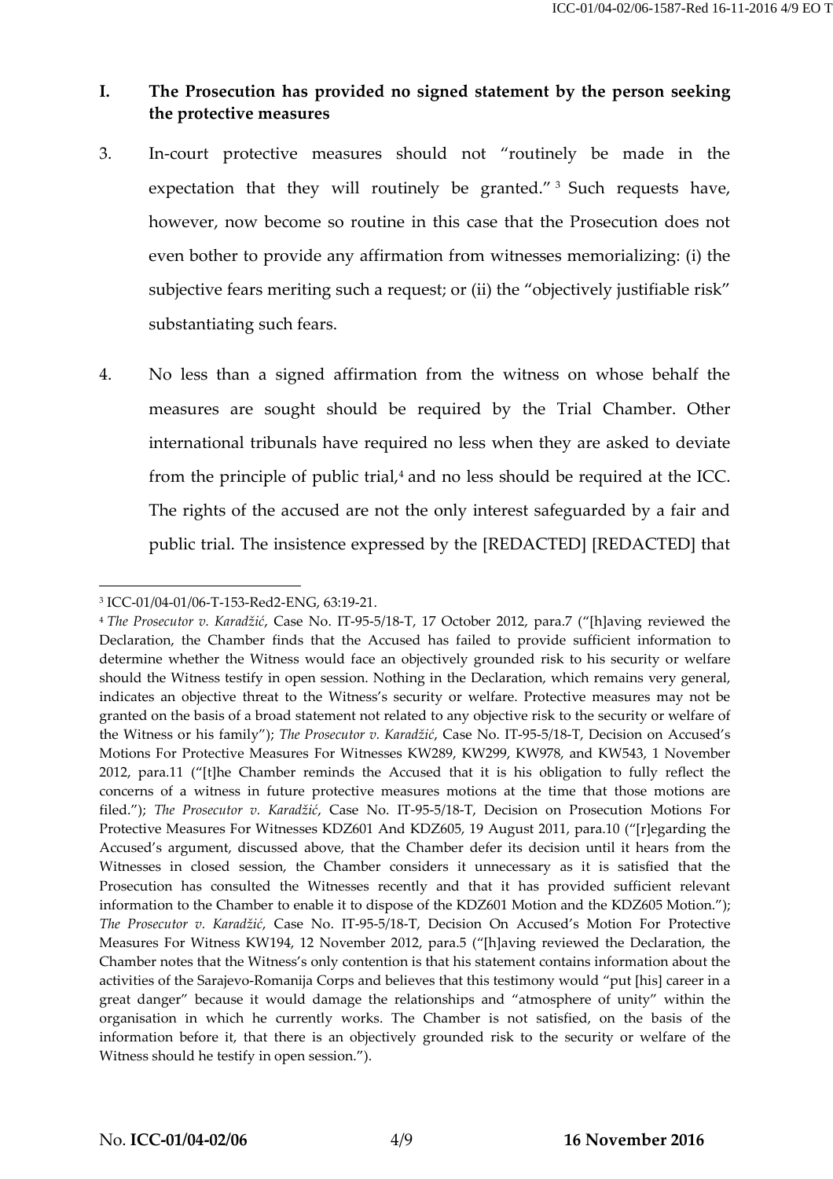## I. The Prosecution has provided no signed statement by the person seeking the protective measures

3. In-court protective measures should not "routinely be made in the expectation that they will routinely be granted." [3] Such requests have, however, now become so routine in this case that the Prosecution does not even bother to provide any affirmation from witnesses memorializing: (i) the subjective fears meriting such a request; or (ii) the "objectively justifiable risk" substantiating such fears.

4. No less than a signed affirmation from the witness on whose behalf the measures are sought should be required by the Trial Chamber. Other international tribunals have required no less when they are asked to deviate from the principle of public trial,[4] and no less should be required at the ICC. The rights of the accused are not the only interest safeguarded by a fair and public trial. The insistence expressed by the [REDACTED] [REDACTED] that

---

[3] ICC-01/04-01/06-T-153-Red2-ENG, 63:19-21.

[4] *The Prosecutor v. Karadžić*, Case No. IT-95-5/18-T, 17 October 2012, para.7 ("[h]aving reviewed the Declaration, the Chamber finds that the Accused has failed to provide sufficient information to determine whether the Witness would face an objectively grounded risk to his security or welfare should the Witness testify in open session. Nothing in the Declaration, which remains very general, indicates an objective threat to the Witness's security or welfare. Protective measures may not be granted on the basis of a broad statement not related to any objective risk to the security or welfare of the Witness or his family"); *The Prosecutor v. Karadžić*, Case No. IT-95-5/18-T, Decision on Accused's Motions For Protective Measures For Witnesses KW289, KW299, KW978, and KW543, 1 November 2012, para.11 ("[t]he Chamber reminds the Accused that it is his obligation to fully reflect the concerns of a witness in future protective measures motions at the time that those motions are filed."); *The Prosecutor v. Karadžić*, Case No. IT-95-5/18-T, Decision on Prosecution Motions For Protective Measures For Witnesses KDZ601 And KDZ605, 19 August 2011, para.10 ("[r]egarding the Accused's argument, discussed above, that the Chamber defer its decision until it hears from the Witnesses in closed session, the Chamber considers it unnecessary as it is satisfied that the Prosecution has consulted the Witnesses recently and that it has provided sufficient relevant information to the Chamber to enable it to dispose of the KDZ601 Motion and the KDZ605 Motion."); *The Prosecutor v. Karadžić*, Case No. IT-95-5/18-T, Decision On Accused's Motion For Protective Measures For Witness KW194, 12 November 2012, para.5 ("[h]aving reviewed the Declaration, the Chamber notes that the Witness's only contention is that his statement contains information about the activities of the Sarajevo-Romanija Corps and believes that this testimony would "put [his] career in a great danger" because it would damage the relationships and "atmosphere of unity" within the organisation in which he currently works. The Chamber is not satisfied, on the basis of the information before it, that there is an objectively grounded risk to the security or welfare of the Witness should he testify in open session.").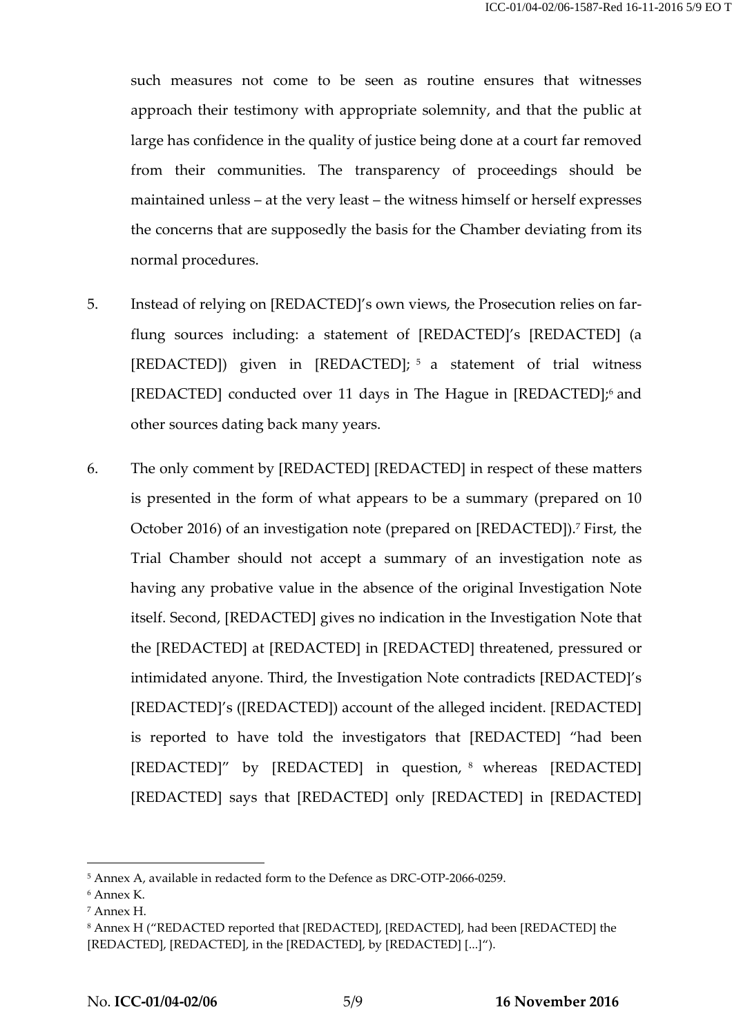such measures not come to be seen as routine ensures that witnesses approach their testimony with appropriate solemnity, and that the public at large has confidence in the quality of justice being done at a court far removed from their communities. The transparency of proceedings should be maintained unless – at the very least – the witness himself or herself expresses the concerns that are supposedly the basis for the Chamber deviating from its normal procedures.

5. Instead of relying on [REDACTED]'s own views, the Prosecution relies on far-flung sources including: a statement of [REDACTED]'s [REDACTED] (a [REDACTED]) given in [REDACTED]; [5] a statement of trial witness [REDACTED] conducted over 11 days in The Hague in [REDACTED];[6] and other sources dating back many years.

6. The only comment by [REDACTED] [REDACTED] in respect of these matters is presented in the form of what appears to be a summary (prepared on 10 October 2016) of an investigation note (prepared on [REDACTED]).[7] First, the Trial Chamber should not accept a summary of an investigation note as having any probative value in the absence of the original Investigation Note itself. Second, [REDACTED] gives no indication in the Investigation Note that the [REDACTED] at [REDACTED] in [REDACTED] threatened, pressured or intimidated anyone. Third, the Investigation Note contradicts [REDACTED]'s [REDACTED]'s ([REDACTED]) account of the alleged incident. [REDACTED] is reported to have told the investigators that [REDACTED] "had been [REDACTED]" by [REDACTED] in question, [8] whereas [REDACTED] [REDACTED] says that [REDACTED] only [REDACTED] in [REDACTED]

---

[5] Annex A, available in redacted form to the Defence as DRC-OTP-2066-0259.

[6] Annex K.

[7] Annex H.

[8] Annex H ("REDACTED reported that [REDACTED], [REDACTED], had been [REDACTED] the [REDACTED], [REDACTED], in the [REDACTED], by [REDACTED] [...]").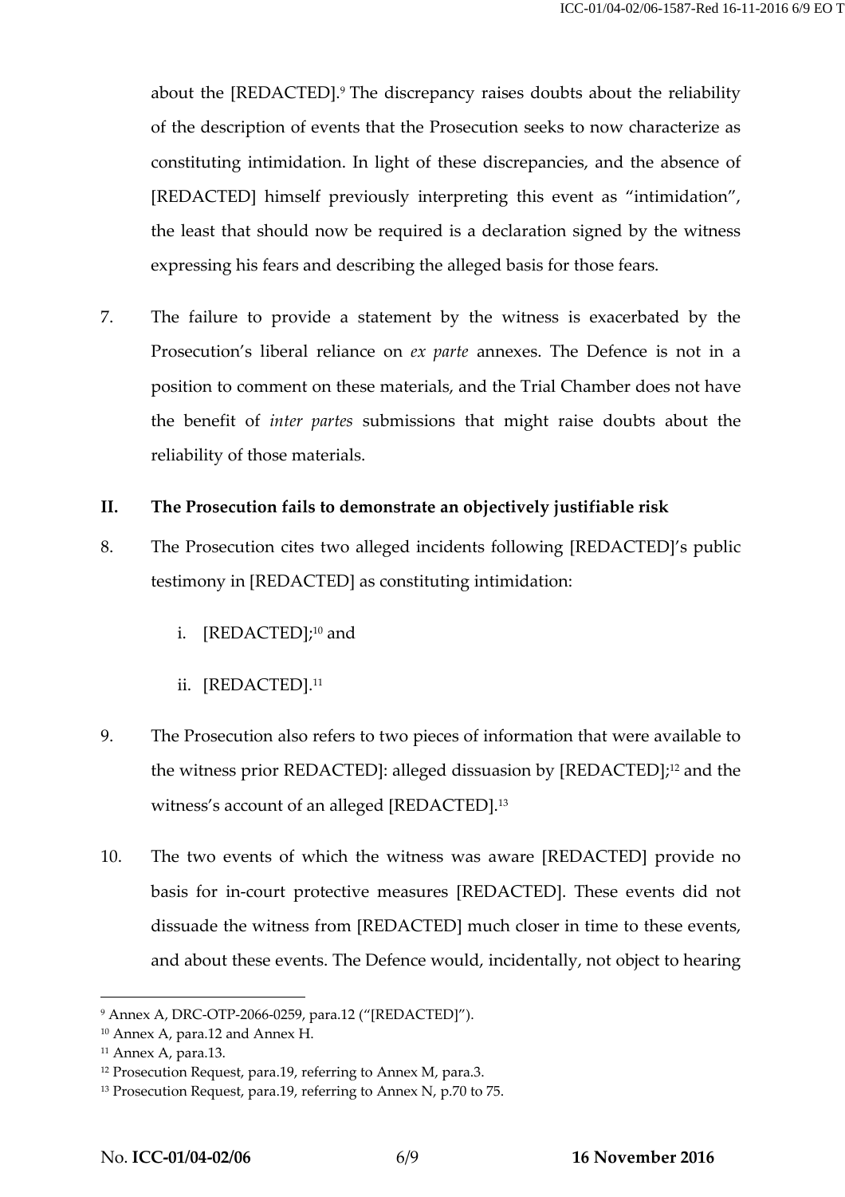about the [REDACTED].[9] The discrepancy raises doubts about the reliability of the description of events that the Prosecution seeks to now characterize as constituting intimidation. In light of these discrepancies, and the absence of [REDACTED] himself previously interpreting this event as "intimidation", the least that should now be required is a declaration signed by the witness expressing his fears and describing the alleged basis for those fears.

7. The failure to provide a statement by the witness is exacerbated by the Prosecution's liberal reliance on *ex parte* annexes. The Defence is not in a position to comment on these materials, and the Trial Chamber does not have the benefit of *inter partes* submissions that might raise doubts about the reliability of those materials.

## II. The Prosecution fails to demonstrate an objectively justifiable risk

8. The Prosecution cites two alleged incidents following [REDACTED]'s public testimony in [REDACTED] as constituting intimidation:

   i. [REDACTED];[10] and

   ii. [REDACTED].[11]

9. The Prosecution also refers to two pieces of information that were available to the witness prior REDACTED]: alleged dissuasion by [REDACTED];[12] and the witness's account of an alleged [REDACTED].[13]

10. The two events of which the witness was aware [REDACTED] provide no basis for in-court protective measures [REDACTED]. These events did not dissuade the witness from [REDACTED] much closer in time to these events, and about these events. The Defence would, incidentally, not object to hearing

---

[9] Annex A, DRC-OTP-2066-0259, para.12 ("[REDACTED]").
[10] Annex A, para.12 and Annex H.
[11] Annex A, para.13.
[12] Prosecution Request, para.19, referring to Annex M, para.3.
[13] Prosecution Request, para.19, referring to Annex N, p.70 to 75.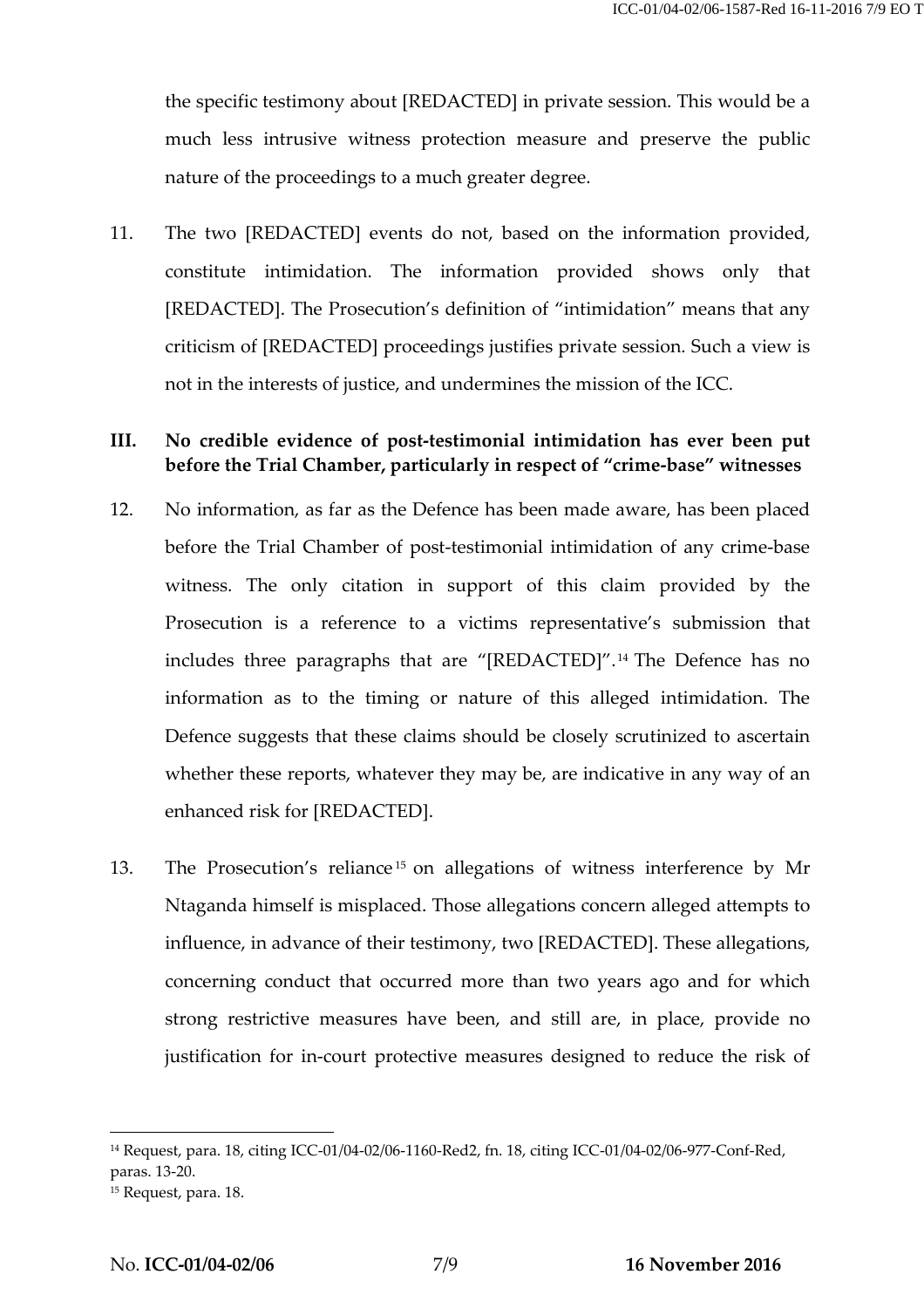the specific testimony about [REDACTED] in private session. This would be a much less intrusive witness protection measure and preserve the public nature of the proceedings to a much greater degree.

11. The two [REDACTED] events do not, based on the information provided, constitute intimidation. The information provided shows only that [REDACTED]. The Prosecution's definition of "intimidation" means that any criticism of [REDACTED] proceedings justifies private session. Such a view is not in the interests of justice, and undermines the mission of the ICC.

## III. No credible evidence of post-testimonial intimidation has ever been put before the Trial Chamber, particularly in respect of "crime-base" witnesses

12. No information, as far as the Defence has been made aware, has been placed before the Trial Chamber of post-testimonial intimidation of any crime-base witness. The only citation in support of this claim provided by the Prosecution is a reference to a victims representative's submission that includes three paragraphs that are "[REDACTED]".[14] The Defence has no information as to the timing or nature of this alleged intimidation. The Defence suggests that these claims should be closely scrutinized to ascertain whether these reports, whatever they may be, are indicative in any way of an enhanced risk for [REDACTED].

13. The Prosecution's reliance[15] on allegations of witness interference by Mr Ntaganda himself is misplaced. Those allegations concern alleged attempts to influence, in advance of their testimony, two [REDACTED]. These allegations, concerning conduct that occurred more than two years ago and for which strong restrictive measures have been, and still are, in place, provide no justification for in-court protective measures designed to reduce the risk of

---

[14] Request, para. 18, citing ICC-01/04-02/06-1160-Red2, fn. 18, citing ICC-01/04-02/06-977-Conf-Red, paras. 13-20.

[15] Request, para. 18.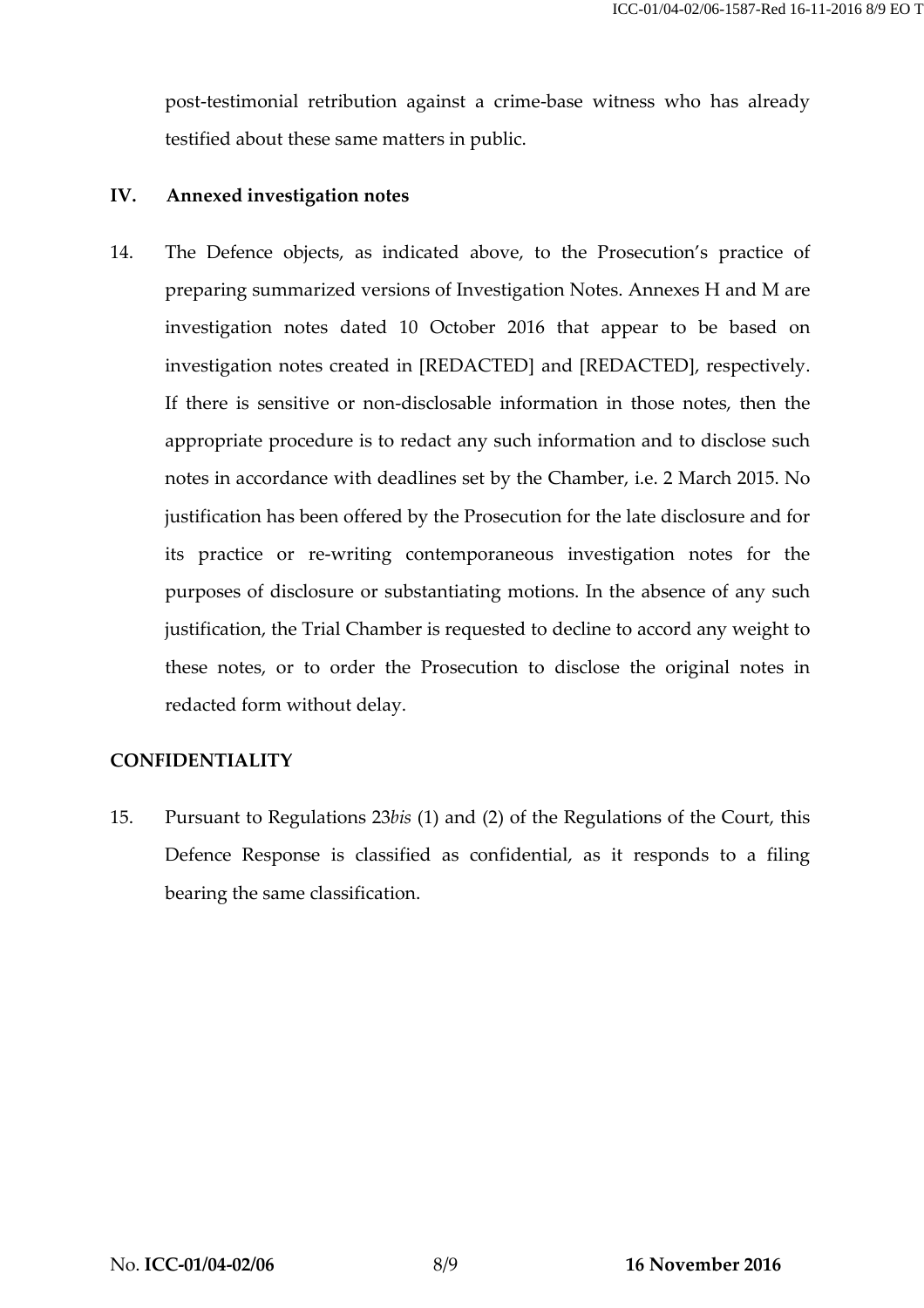post-testimonial retribution against a crime-base witness who has already testified about these same matters in public.

## IV. Annexed investigation notes

14. The Defence objects, as indicated above, to the Prosecution's practice of preparing summarized versions of Investigation Notes. Annexes H and M are investigation notes dated 10 October 2016 that appear to be based on investigation notes created in [REDACTED] and [REDACTED], respectively. If there is sensitive or non-disclosable information in those notes, then the appropriate procedure is to redact any such information and to disclose such notes in accordance with deadlines set by the Chamber, i.e. 2 March 2015. No justification has been offered by the Prosecution for the late disclosure and for its practice or re-writing contemporaneous investigation notes for the purposes of disclosure or substantiating motions. In the absence of any such justification, the Trial Chamber is requested to decline to accord any weight to these notes, or to order the Prosecution to disclose the original notes in redacted form without delay.

## CONFIDENTIALITY

15. Pursuant to Regulations 23*bis* (1) and (2) of the Regulations of the Court, this Defence Response is classified as confidential, as it responds to a filing bearing the same classification.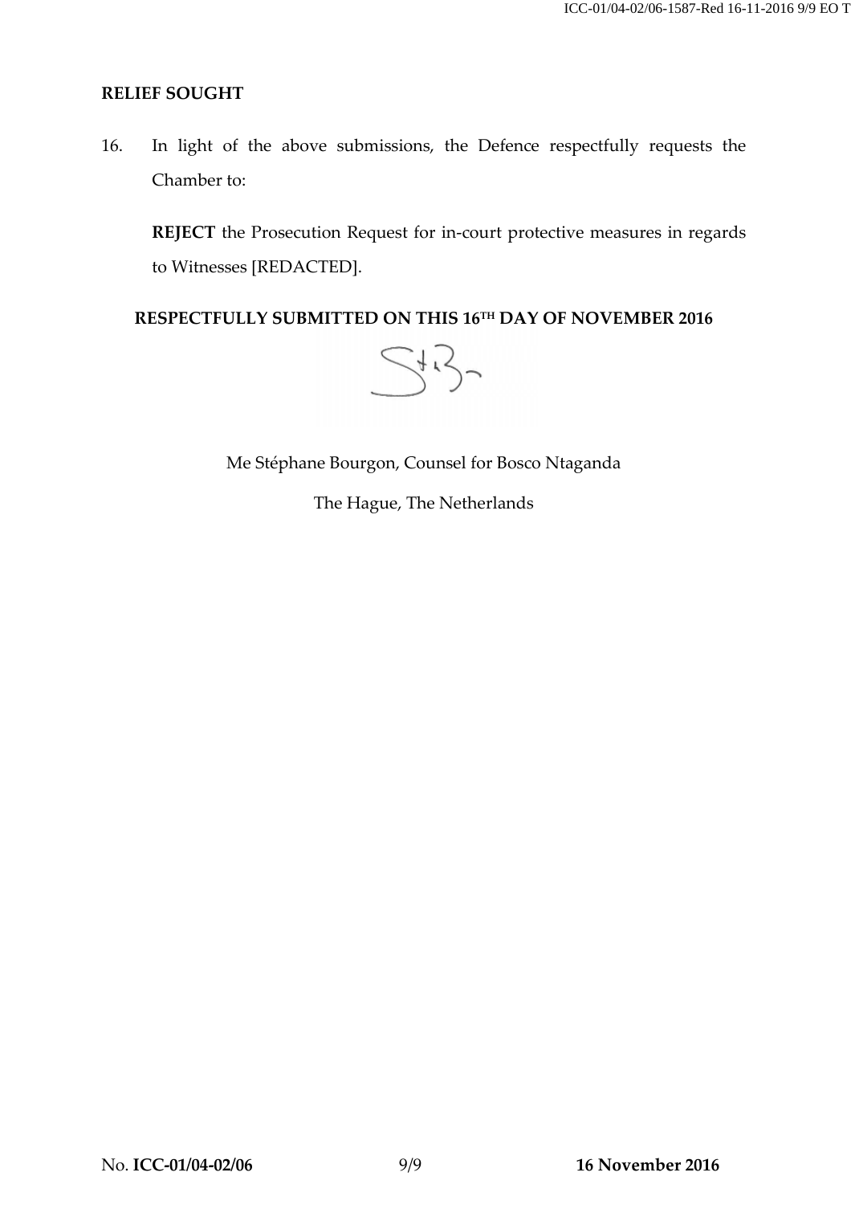## RELIEF SOUGHT

16. In light of the above submissions, the Defence respectfully requests the Chamber to:

    **REJECT** the Prosecution Request for in-court protective measures in regards to Witnesses [REDACTED].

**RESPECTFULLY SUBMITTED ON THIS 16TH DAY OF NOVEMBER 2016**

Me Stéphane Bourgon, Counsel for Bosco Ntaganda

The Hague, The Netherlands